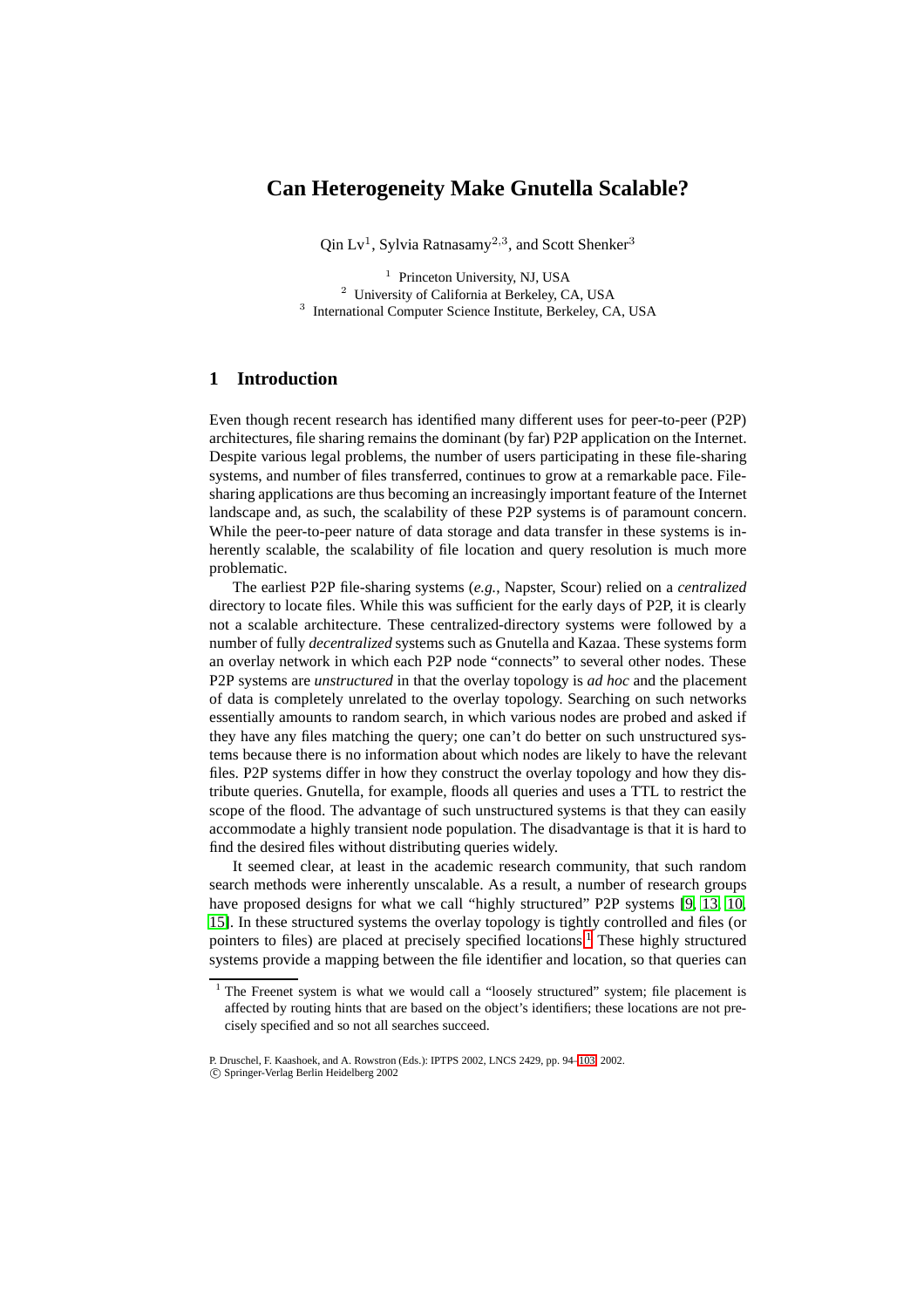# Can Heterogeneity Make Gnutella Scalable?

Qin Lv[1], Sylvia Ratnasamy[2,3], and Scott Shenker[3]

[1] Princeton University, NJ, USA
[2] University of California at Berkeley, CA, USA
[3] International Computer Science Institute, Berkeley, CA, USA

## 1 Introduction

Even though recent research has identified many different uses for peer-to-peer (P2P) architectures, file sharing remains the dominant (by far) P2P application on the Internet. Despite various legal problems, the number of users participating in these file-sharing systems, and number of files transferred, continues to grow at a remarkable pace. File-sharing applications are thus becoming an increasingly important feature of the Internet landscape and, as such, the scalability of these P2P systems is of paramount concern. While the peer-to-peer nature of data storage and data transfer in these systems is inherently scalable, the scalability of file location and query resolution is much more problematic.

The earliest P2P file-sharing systems (*e.g.*, Napster, Scour) relied on a *centralized* directory to locate files. While this was sufficient for the early days of P2P, it is clearly not a scalable architecture. These centralized-directory systems were followed by a number of fully *decentralized* systems such as Gnutella and Kazaa. These systems form an overlay network in which each P2P node "connects" to several other nodes. These P2P systems are *unstructured* in that the overlay topology is *ad hoc* and the placement of data is completely unrelated to the overlay topology. Searching on such networks essentially amounts to random search, in which various nodes are probed and asked if they have any files matching the query; one can't do better on such unstructured systems because there is no information about which nodes are likely to have the relevant files. P2P systems differ in how they construct the overlay topology and how they distribute queries. Gnutella, for example, floods all queries and uses a TTL to restrict the scope of the flood. The advantage of such unstructured systems is that they can easily accommodate a highly transient node population. The disadvantage is that it is hard to find the desired files without distributing queries widely.

It seemed clear, at least in the academic research community, that such random search methods were inherently unscalable. As a result, a number of research groups have proposed designs for what we call "highly structured" P2P systems [9, 13, 10, 15]. In these structured systems the overlay topology is tightly controlled and files (or pointers to files) are placed at precisely specified locations.[1] These highly structured systems provide a mapping between the file identifier and location, so that queries can

[1] The Freenet system is what we would call a "loosely structured" system; file placement is affected by routing hints that are based on the object's identifiers; these locations are not precisely specified and so not all searches succeed.

P. Druschel, F. Kaashoek, and A. Rowstron (Eds.): IPTPS 2002, LNCS 2429, pp. 94–103, 2002.
© Springer-Verlag Berlin Heidelberg 2002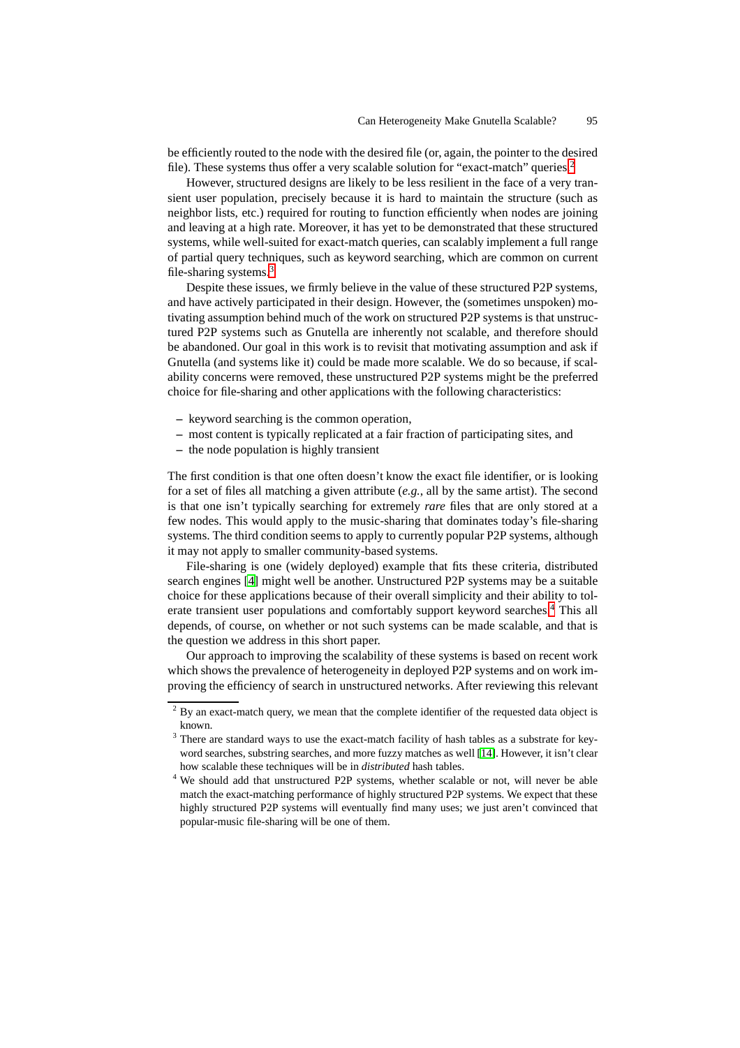be efficiently routed to the node with the desired file (or, again, the pointer to the desired file). These systems thus offer a very scalable solution for "exact-match" queries.[2]

However, structured designs are likely to be less resilient in the face of a very transient user population, precisely because it is hard to maintain the structure (such as neighbor lists, etc.) required for routing to function efficiently when nodes are joining and leaving at a high rate. Moreover, it has yet to be demonstrated that these structured systems, while well-suited for exact-match queries, can scalably implement a full range of partial query techniques, such as keyword searching, which are common on current file-sharing systems.[3]

Despite these issues, we firmly believe in the value of these structured P2P systems, and have actively participated in their design. However, the (sometimes unspoken) motivating assumption behind much of the work on structured P2P systems is that unstructured P2P systems such as Gnutella are inherently not scalable, and therefore should be abandoned. Our goal in this work is to revisit that motivating assumption and ask if Gnutella (and systems like it) could be made more scalable. We do so because, if scalability concerns were removed, these unstructured P2P systems might be the preferred choice for file-sharing and other applications with the following characteristics:

- keyword searching is the common operation,
- most content is typically replicated at a fair fraction of participating sites, and
- the node population is highly transient

The first condition is that one often doesn't know the exact file identifier, or is looking for a set of files all matching a given attribute (*e.g.*, all by the same artist). The second is that one isn't typically searching for extremely *rare* files that are only stored at a few nodes. This would apply to the music-sharing that dominates today's file-sharing systems. The third condition seems to apply to currently popular P2P systems, although it may not apply to smaller community-based systems.

File-sharing is one (widely deployed) example that fits these criteria, distributed search engines [4] might well be another. Unstructured P2P systems may be a suitable choice for these applications because of their overall simplicity and their ability to tolerate transient user populations and comfortably support keyword searches.[4] This all depends, of course, on whether or not such systems can be made scalable, and that is the question we address in this short paper.

Our approach to improving the scalability of these systems is based on recent work which shows the prevalence of heterogeneity in deployed P2P systems and on work improving the efficiency of search in unstructured networks. After reviewing this relevant

---

[2] By an exact-match query, we mean that the complete identifier of the requested data object is known.

[3] There are standard ways to use the exact-match facility of hash tables as a substrate for keyword searches, substring searches, and more fuzzy matches as well [14]. However, it isn't clear how scalable these techniques will be in *distributed* hash tables.

[4] We should add that unstructured P2P systems, whether scalable or not, will never be able match the exact-matching performance of highly structured P2P systems. We expect that these highly structured P2P systems will eventually find many uses; we just aren't convinced that popular-music file-sharing will be one of them.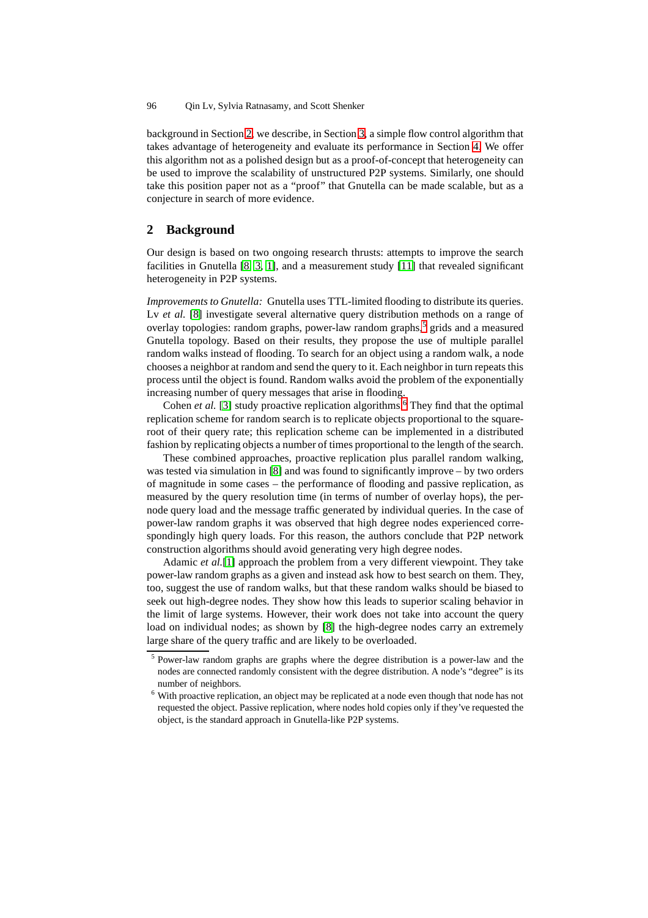background in Section 2, we describe, in Section 3, a simple flow control algorithm that takes advantage of heterogeneity and evaluate its performance in Section 4. We offer this algorithm not as a polished design but as a proof-of-concept that heterogeneity can be used to improve the scalability of unstructured P2P systems. Similarly, one should take this position paper not as a "proof" that Gnutella can be made scalable, but as a conjecture in search of more evidence.

## 2 Background

Our design is based on two ongoing research thrusts: attempts to improve the search facilities in Gnutella [8, 3, 1], and a measurement study [11] that revealed significant heterogeneity in P2P systems.

*Improvements to Gnutella:* Gnutella uses TTL-limited flooding to distribute its queries. Lv *et al.* [8] investigate several alternative query distribution methods on a range of overlay topologies: random graphs, power-law random graphs,[5] grids and a measured Gnutella topology. Based on their results, they propose the use of multiple parallel random walks instead of flooding. To search for an object using a random walk, a node chooses a neighbor at random and send the query to it. Each neighbor in turn repeats this process until the object is found. Random walks avoid the problem of the exponentially increasing number of query messages that arise in flooding.

Cohen *et al.* [3] study proactive replication algorithms.[6] They find that the optimal replication scheme for random search is to replicate objects proportional to the square-root of their query rate; this replication scheme can be implemented in a distributed fashion by replicating objects a number of times proportional to the length of the search.

These combined approaches, proactive replication plus parallel random walking, was tested via simulation in [8] and was found to significantly improve – by two orders of magnitude in some cases – the performance of flooding and passive replication, as measured by the query resolution time (in terms of number of overlay hops), the per-node query load and the message traffic generated by individual queries. In the case of power-law random graphs it was observed that high degree nodes experienced correspondingly high query loads. For this reason, the authors conclude that P2P network construction algorithms should avoid generating very high degree nodes.

Adamic *et al.* [1] approach the problem from a very different viewpoint. They take power-law random graphs as a given and instead ask how to best search on them. They, too, suggest the use of random walks, but that these random walks should be biased to seek out high-degree nodes. They show how this leads to superior scaling behavior in the limit of large systems. However, their work does not take into account the query load on individual nodes; as shown by [8] the high-degree nodes carry an extremely large share of the query traffic and are likely to be overloaded.

---

[5] Power-law random graphs are graphs where the degree distribution is a power-law and the nodes are connected randomly consistent with the degree distribution. A node's "degree" is its number of neighbors.

[6] With proactive replication, an object may be replicated at a node even though that node has not requested the object. Passive replication, where nodes hold copies only if they've requested the object, is the standard approach in Gnutella-like P2P systems.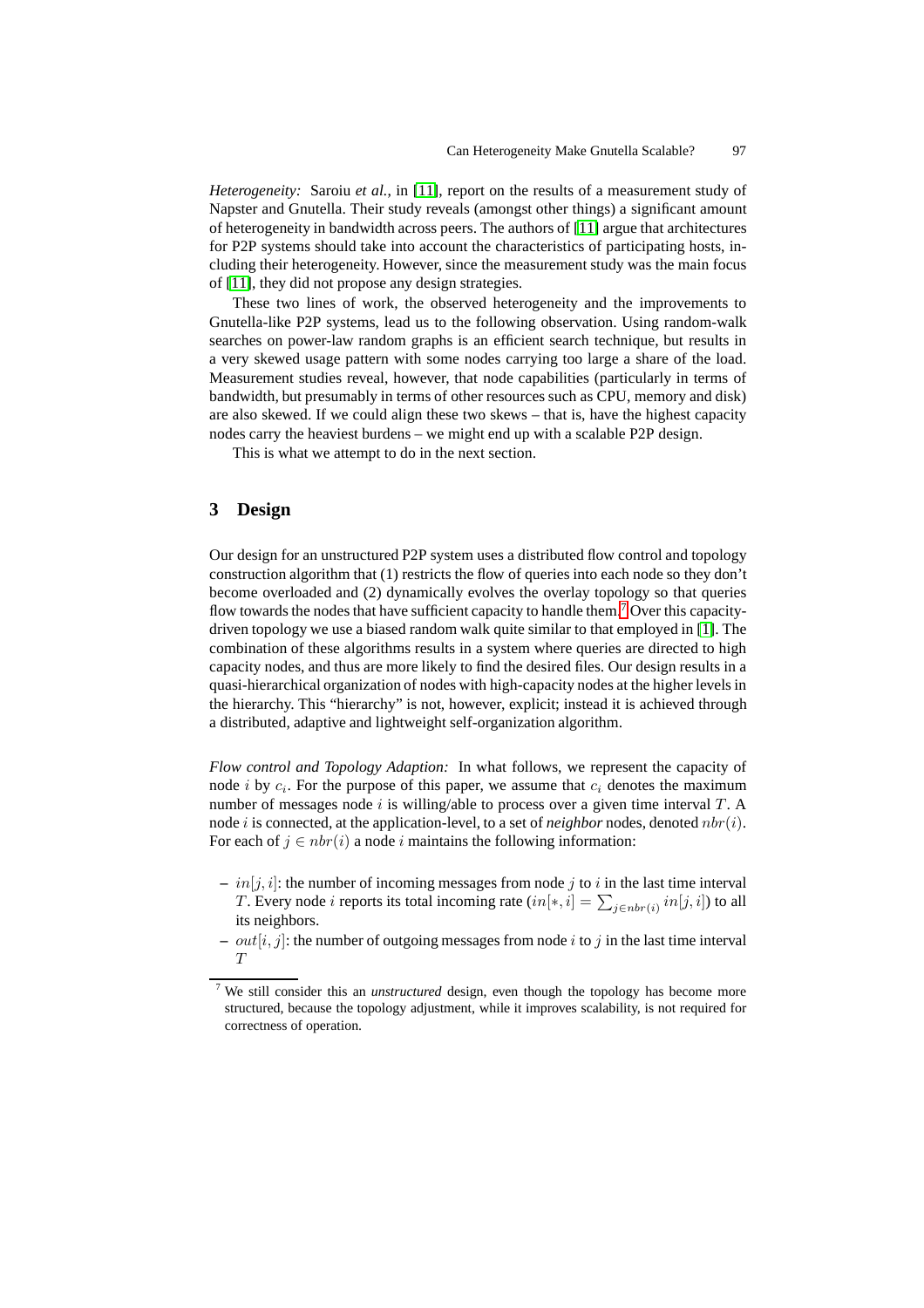*Heterogeneity:* Saroiu *et al.*, in [11], report on the results of a measurement study of Napster and Gnutella. Their study reveals (amongst other things) a significant amount of heterogeneity in bandwidth across peers. The authors of [11] argue that architectures for P2P systems should take into account the characteristics of participating hosts, including their heterogeneity. However, since the measurement study was the main focus of [11], they did not propose any design strategies.

These two lines of work, the observed heterogeneity and the improvements to Gnutella-like P2P systems, lead us to the following observation. Using random-walk searches on power-law random graphs is an efficient search technique, but results in a very skewed usage pattern with some nodes carrying too large a share of the load. Measurement studies reveal, however, that node capabilities (particularly in terms of bandwidth, but presumably in terms of other resources such as CPU, memory and disk) are also skewed. If we could align these two skews – that is, have the highest capacity nodes carry the heaviest burdens – we might end up with a scalable P2P design.

This is what we attempt to do in the next section.

## 3 Design

Our design for an unstructured P2P system uses a distributed flow control and topology construction algorithm that (1) restricts the flow of queries into each node so they don't become overloaded and (2) dynamically evolves the overlay topology so that queries flow towards the nodes that have sufficient capacity to handle them.[7] Over this capacity-driven topology we use a biased random walk quite similar to that employed in [1]. The combination of these algorithms results in a system where queries are directed to high capacity nodes, and thus are more likely to find the desired files. Our design results in a quasi-hierarchical organization of nodes with high-capacity nodes at the higher levels in the hierarchy. This "hierarchy" is not, however, explicit; instead it is achieved through a distributed, adaptive and lightweight self-organization algorithm.

*Flow control and Topology Adaption:* In what follows, we represent the capacity of node $i$ by $c_i$. For the purpose of this paper, we assume that $c_i$ denotes the maximum number of messages node $i$ is willing/able to process over a given time interval $T$. A node $i$ is connected, at the application-level, to a set of *neighbor* nodes, denoted $nbr(i)$. For each of $j \in nbr(i)$ a node $i$ maintains the following information:

- $in[j,i]$: the number of incoming messages from node $j$ to $i$ in the last time interval $T$. Every node $i$ reports its total incoming rate ($in[*,i] = \sum_{j \in nbr(i)} in[j,i]$) to all its neighbors.
- $out[i,j]$: the number of outgoing messages from node $i$ to $j$ in the last time interval $T$

[7] We still consider this an *unstructured* design, even though the topology has become more structured, because the topology adjustment, while it improves scalability, is not required for correctness of operation.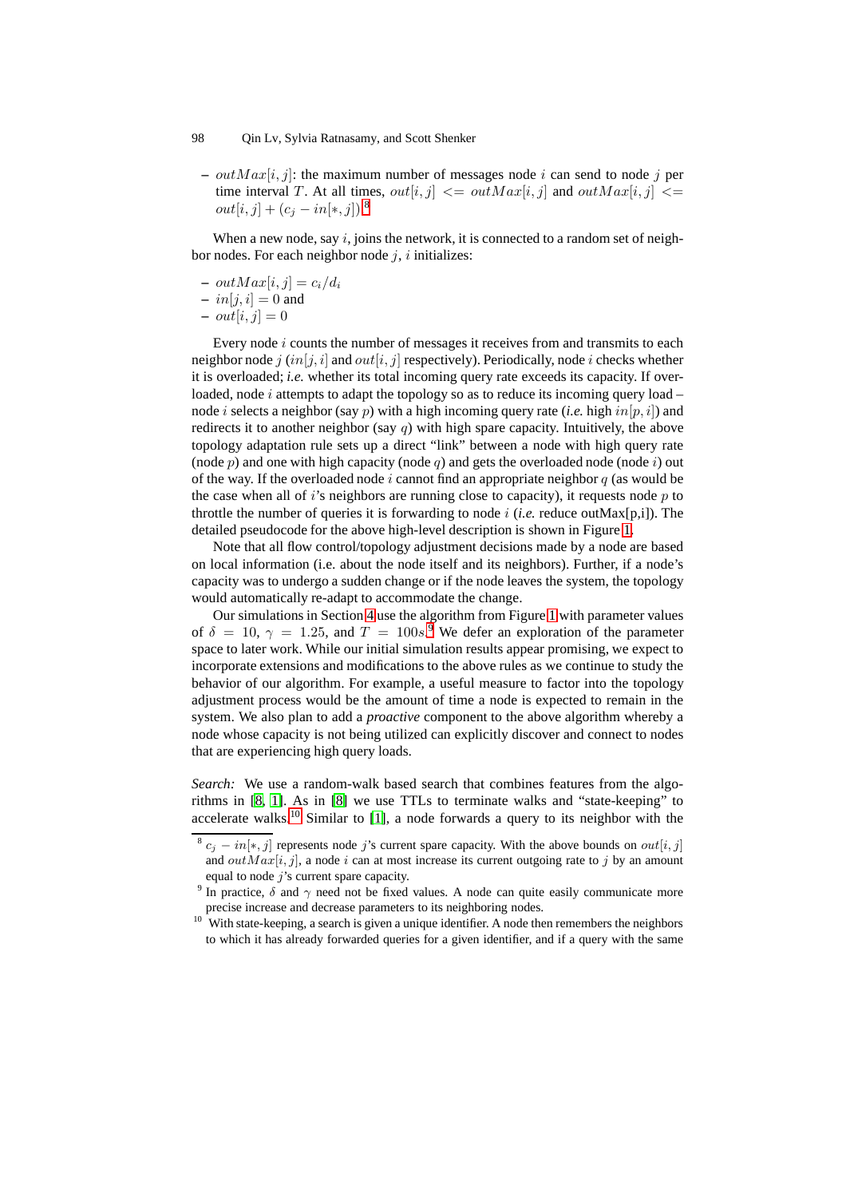- $outMax[i,j]$: the maximum number of messages node $i$ can send to node $j$ per time interval $T$. At all times, $out[i,j] <= outMax[i,j]$ and $outMax[i,j] <= out[i,j] + (c_j - in[*,j])$.[8]

When a new node, say $i$, joins the network, it is connected to a random set of neighbor nodes. For each neighbor node $j$, $i$ initializes:

- $outMax[i,j] = c_i/d_i$
- $in[j,i] = 0$ and
- $out[i,j] = 0$

Every node $i$ counts the number of messages it receives from and transmits to each neighbor node $j$ ($in[j,i]$ and $out[i,j]$ respectively). Periodically, node $i$ checks whether it is overloaded; *i.e.* whether its total incoming query rate exceeds its capacity. If overloaded, node $i$ attempts to adapt the topology so as to reduce its incoming query load – node $i$ selects a neighbor (say $p$) with a high incoming query rate (*i.e.* high $in[p,i]$) and redirects it to another neighbor (say $q$) with high spare capacity. Intuitively, the above topology adaptation rule sets up a direct "link" between a node with high query rate (node $p$) and one with high capacity (node $q$) and gets the overloaded node (node $i$) out of the way. If the overloaded node $i$ cannot find an appropriate neighbor $q$ (as would be the case when all of $i$'s neighbors are running close to capacity), it requests node $p$ to throttle the number of queries it is forwarding to node $i$ (*i.e.* reduce outMax[p,i]). The detailed pseudocode for the above high-level description is shown in Figure 1.

Note that all flow control/topology adjustment decisions made by a node are based on local information (i.e. about the node itself and its neighbors). Further, if a node's capacity was to undergo a sudden change or if the node leaves the system, the topology would automatically re-adapt to accommodate the change.

Our simulations in Section 4 use the algorithm from Figure 1 with parameter values of $\delta = 10$, $\gamma = 1.25$, and $T = 100s$.[9] We defer an exploration of the parameter space to later work. While our initial simulation results appear promising, we expect to incorporate extensions and modifications to the above rules as we continue to study the behavior of our algorithm. For example, a useful measure to factor into the topology adjustment process would be the amount of time a node is expected to remain in the system. We also plan to add a *proactive* component to the above algorithm whereby a node whose capacity is not being utilized can explicitly discover and connect to nodes that are experiencing high query loads.

*Search:* We use a random-walk based search that combines features from the algorithms in [8, 1]. As in [8] we use TTLs to terminate walks and "state-keeping" to accelerate walks.[10] Similar to [1], a node forwards a query to its neighbor with the

---

[8] $c_j - in[*,j]$ represents node $j$'s current spare capacity. With the above bounds on $out[i,j]$ and $outMax[i,j]$, a node $i$ can at most increase its current outgoing rate to $j$ by an amount equal to node $j$'s current spare capacity.

[9] In practice, $\delta$ and $\gamma$ need not be fixed values. A node can quite easily communicate more precise increase and decrease parameters to its neighboring nodes.

[10] With state-keeping, a search is given a unique identifier. A node then remembers the neighbors to which it has already forwarded queries for a given identifier, and if a query with the same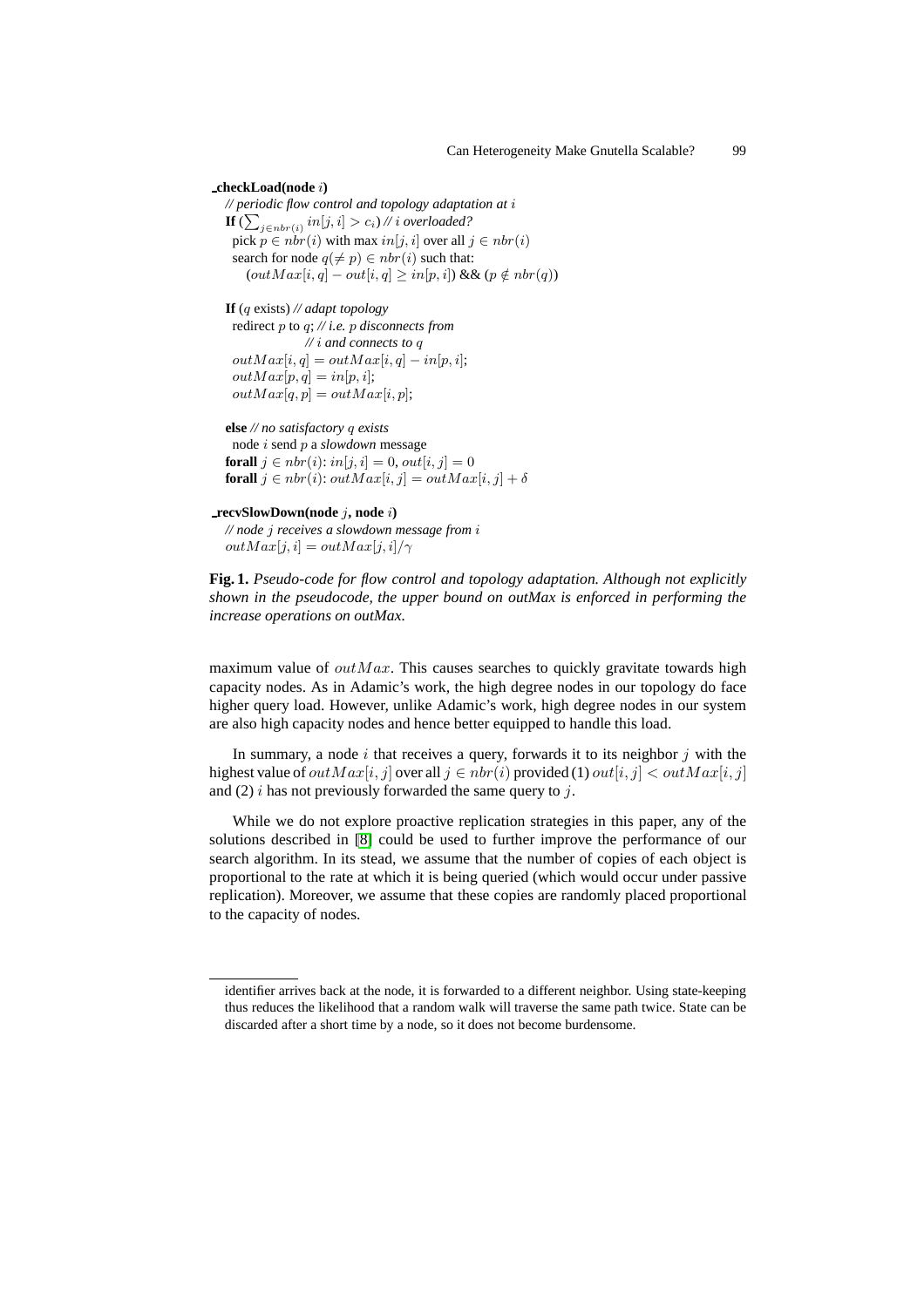```
_checkLoad(node i)
  // periodic flow control and topology adaptation at i
  If (∑_{j∈nbr(i)} in[j,i] > c_i) // i overloaded?
    pick p ∈ nbr(i) with max in[j,i] over all j ∈ nbr(i)
    search for node q(≠ p) ∈ nbr(i) such that:
      (outMax[i,q] − out[i,q] ≥ in[p,i]) && (p ∉ nbr(q))

  If (q exists) // adapt topology
    redirect p to q; // i.e. p disconnects from
                     // i and connects to q
    outMax[i,q] = outMax[i,q] − in[p,i];
    outMax[p,q] = in[p,i];
    outMax[q,p] = outMax[i,p];

  else // no satisfactory q exists
    node i send p a slowdown message
  forall j ∈ nbr(i): in[j,i] = 0, out[i,j] = 0
  forall j ∈ nbr(i): outMax[i,j] = outMax[i,j] + δ

_recvSlowDown(node j, node i)
  // node j receives a slowdown message from i
  outMax[j,i] = outMax[j,i]/γ
```

**Fig. 1.** *Pseudo-code for flow control and topology adaptation. Although not explicitly shown in the pseudocode, the upper bound on outMax is enforced in performing the increase operations on outMax.*

maximum value of $outMax$. This causes searches to quickly gravitate towards high capacity nodes. As in Adamic's work, the high degree nodes in our topology do face higher query load. However, unlike Adamic's work, high degree nodes in our system are also high capacity nodes and hence better equipped to handle this load.

In summary, a node $i$ that receives a query, forwards it to its neighbor $j$ with the highest value of $outMax[i, j]$ over all $j \in nbr(i)$ provided (1) $out[i, j] < outMax[i, j]$ and (2) $i$ has not previously forwarded the same query to $j$.

While we do not explore proactive replication strategies in this paper, any of the solutions described in [8] could be used to further improve the performance of our search algorithm. In its stead, we assume that the number of copies of each object is proportional to the rate at which it is being queried (which would occur under passive replication). Moreover, we assume that these copies are randomly placed proportional to the capacity of nodes.

---

identifier arrives back at the node, it is forwarded to a different neighbor. Using state-keeping thus reduces the likelihood that a random walk will traverse the same path twice. State can be discarded after a short time by a node, so it does not become burdensome.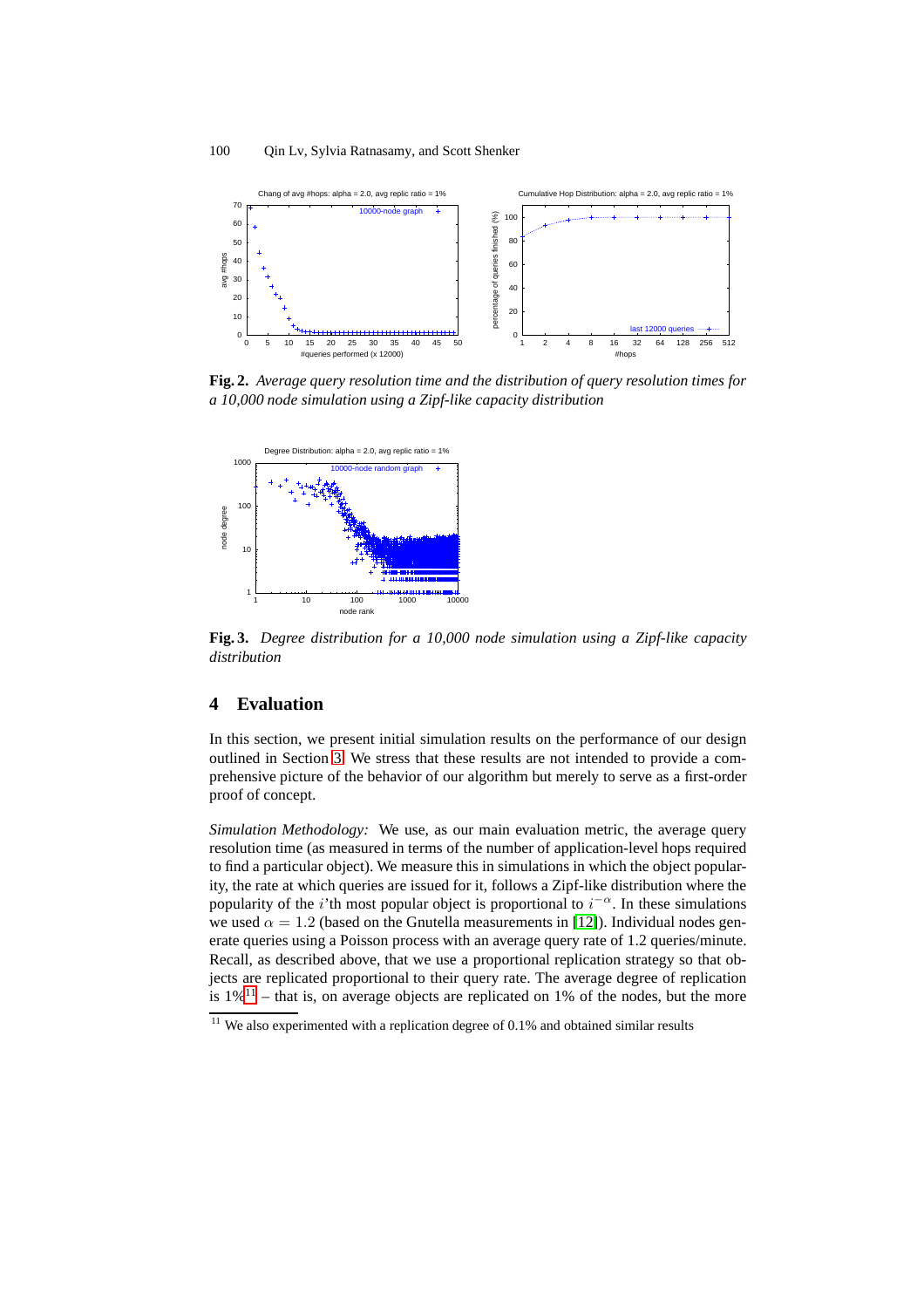**Fig. 2.** *Average query resolution time and the distribution of query resolution times for a 10,000 node simulation using a Zipf-like capacity distribution*

**Fig. 3.** *Degree distribution for a 10,000 node simulation using a Zipf-like capacity distribution*

## 4 Evaluation

In this section, we present initial simulation results on the performance of our design outlined in Section 3. We stress that these results are not intended to provide a comprehensive picture of the behavior of our algorithm but merely to serve as a first-order proof of concept.

*Simulation Methodology:* We use, as our main evaluation metric, the average query resolution time (as measured in terms of the number of application-level hops required to find a particular object). We measure this in simulations in which the object popularity, the rate at which queries are issued for it, follows a Zipf-like distribution where the popularity of the $i$'th most popular object is proportional to $i^{-\alpha}$. In these simulations we used $\alpha = 1.2$ (based on the Gnutella measurements in [12]). Individual nodes generate queries using a Poisson process with an average query rate of 1.2 queries/minute. Recall, as described above, that we use a proportional replication strategy so that objects are replicated proportional to their query rate. The average degree of replication is 1%[11] – that is, on average objects are replicated on 1% of the nodes, but the more

[11] We also experimented with a replication degree of 0.1% and obtained similar results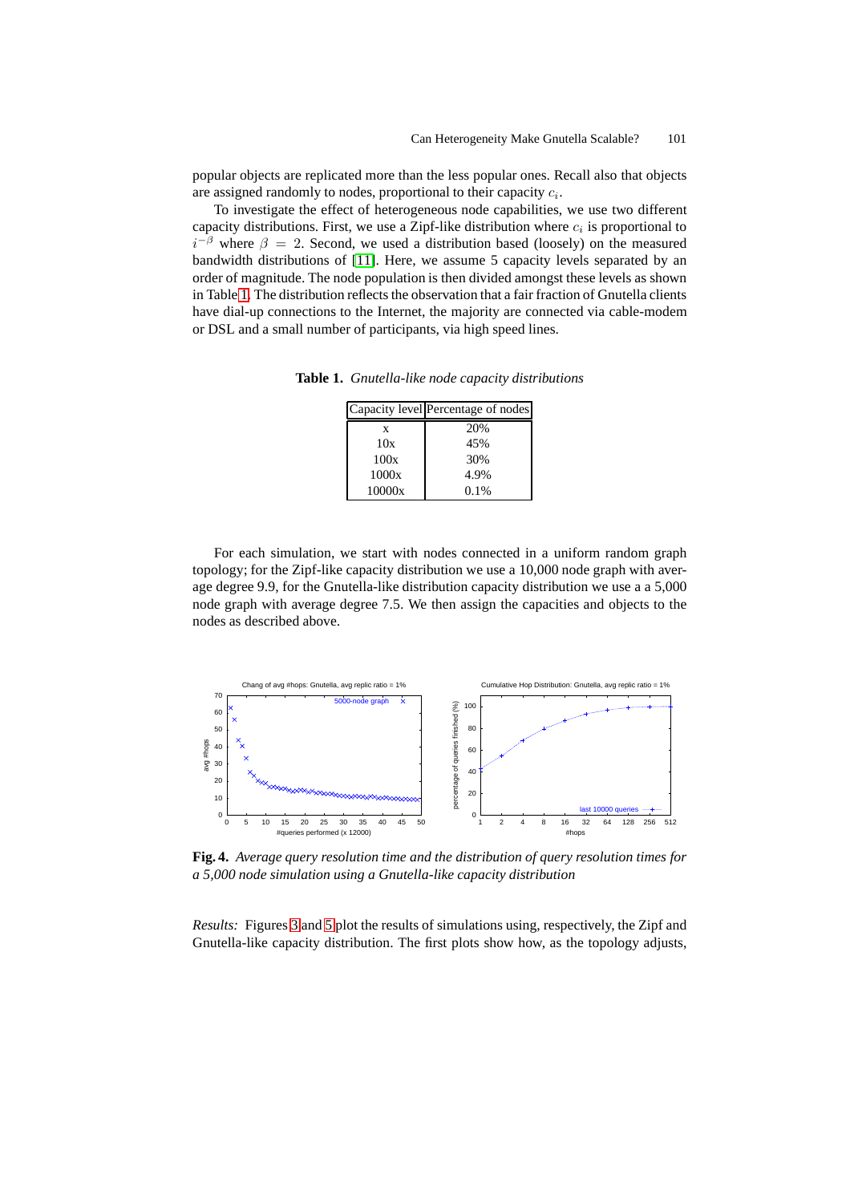popular objects are replicated more than the less popular ones. Recall also that objects are assigned randomly to nodes, proportional to their capacity $c_i$.

To investigate the effect of heterogeneous node capabilities, we use two different capacity distributions. First, we use a Zipf-like distribution where $c_i$ is proportional to $i^{-\beta}$ where $\beta = 2$. Second, we used a distribution based (loosely) on the measured bandwidth distributions of [11]. Here, we assume 5 capacity levels separated by an order of magnitude. The node population is then divided amongst these levels as shown in Table 1. The distribution reflects the observation that a fair fraction of Gnutella clients have dial-up connections to the Internet, the majority are connected via cable-modem or DSL and a small number of participants, via high speed lines.

**Table 1.** *Gnutella-like node capacity distributions*

| Capacity level | Percentage of nodes |
|---|---|
| x | 20% |
| 10x | 45% |
| 100x | 30% |
| 1000x | 4.9% |
| 10000x | 0.1% |

For each simulation, we start with nodes connected in a uniform random graph topology; for the Zipf-like capacity distribution we use a 10,000 node graph with average degree 9.9, for the Gnutella-like distribution capacity distribution we use a a 5,000 node graph with average degree 7.5. We then assign the capacities and objects to the nodes as described above.

**Fig. 4.** *Average query resolution time and the distribution of query resolution times for a 5,000 node simulation using a Gnutella-like capacity distribution*

*Results:* Figures 3 and 5 plot the results of simulations using, respectively, the Zipf and Gnutella-like capacity distribution. The first plots show how, as the topology adjusts,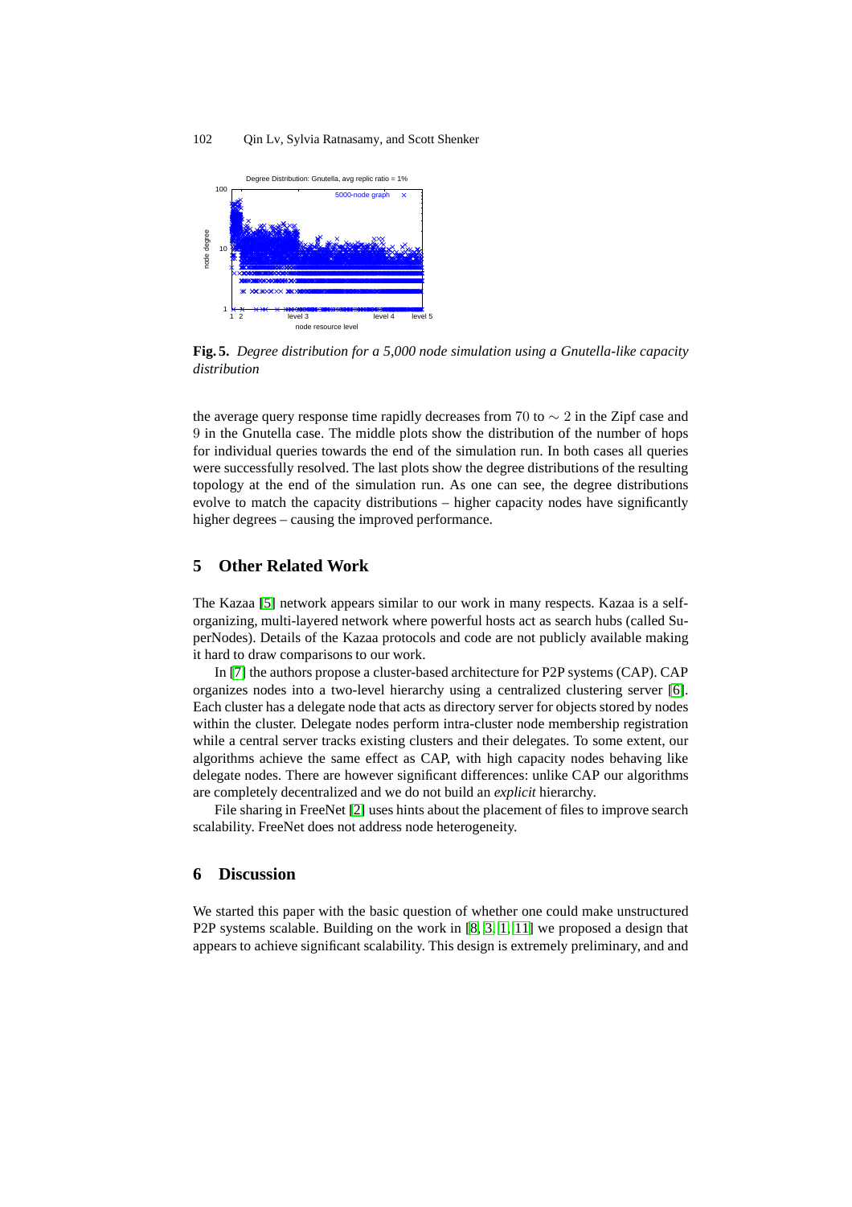**Fig. 5.** *Degree distribution for a 5,000 node simulation using a Gnutella-like capacity distribution*

the average query response time rapidly decreases from $70$ to $\sim 2$ in the Zipf case and $9$ in the Gnutella case. The middle plots show the distribution of the number of hops for individual queries towards the end of the simulation run. In both cases all queries were successfully resolved. The last plots show the degree distributions of the resulting topology at the end of the simulation run. As one can see, the degree distributions evolve to match the capacity distributions – higher capacity nodes have significantly higher degrees – causing the improved performance.

## 5 Other Related Work

The Kazaa [5] network appears similar to our work in many respects. Kazaa is a self-organizing, multi-layered network where powerful hosts act as search hubs (called SuperNodes). Details of the Kazaa protocols and code are not publicly available making it hard to draw comparisons to our work.

In [7] the authors propose a cluster-based architecture for P2P systems (CAP). CAP organizes nodes into a two-level hierarchy using a centralized clustering server [6]. Each cluster has a delegate node that acts as directory server for objects stored by nodes within the cluster. Delegate nodes perform intra-cluster node membership registration while a central server tracks existing clusters and their delegates. To some extent, our algorithms achieve the same effect as CAP, with high capacity nodes behaving like delegate nodes. There are however significant differences: unlike CAP our algorithms are completely decentralized and we do not build an *explicit* hierarchy.

File sharing in FreeNet [2] uses hints about the placement of files to improve search scalability. FreeNet does not address node heterogeneity.

## 6 Discussion

We started this paper with the basic question of whether one could make unstructured P2P systems scalable. Building on the work in [8, 3, 1, 11] we proposed a design that appears to achieve significant scalability. This design is extremely preliminary, and and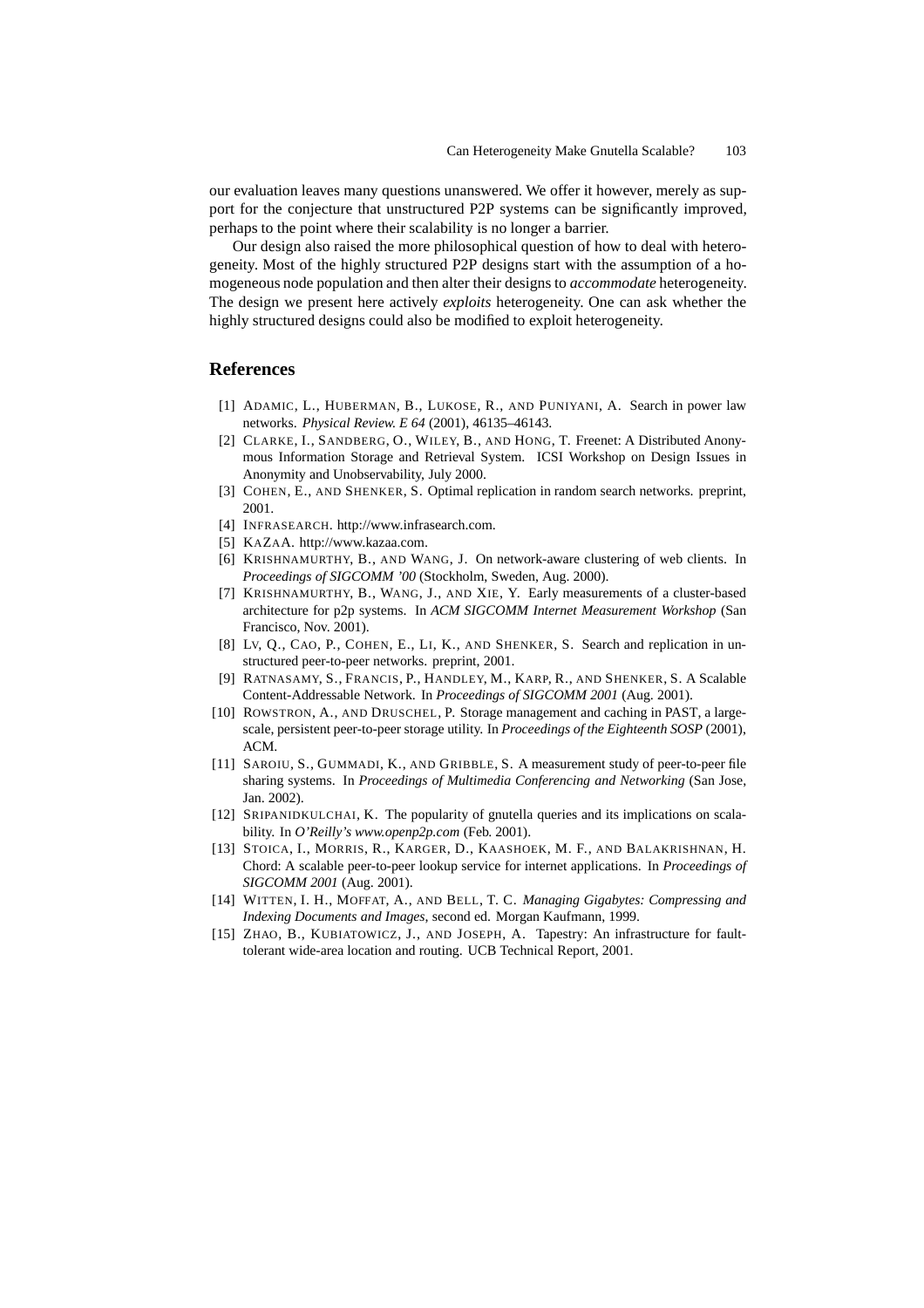our evaluation leaves many questions unanswered. We offer it however, merely as support for the conjecture that unstructured P2P systems can be significantly improved, perhaps to the point where their scalability is no longer a barrier.

Our design also raised the more philosophical question of how to deal with heterogeneity. Most of the highly structured P2P designs start with the assumption of a homogeneous node population and then alter their designs to *accommodate* heterogeneity. The design we present here actively *exploits* heterogeneity. One can ask whether the highly structured designs could also be modified to exploit heterogeneity.

## References

[1] Adamic, L., Huberman, B., Lukose, R., and Puniyani, A. Search in power law networks. *Physical Review. E 64* (2001), 46135–46143.

[2] Clarke, I., Sandberg, O., Wiley, B., and Hong, T. Freenet: A Distributed Anonymous Information Storage and Retrieval System. ICSI Workshop on Design Issues in Anonymity and Unobservability, July 2000.

[3] Cohen, E., and Shenker, S. Optimal replication in random search networks. preprint, 2001.

[4] Infrasearch. http://www.infrasearch.com.

[5] KaZaA. http://www.kazaa.com.

[6] Krishnamurthy, B., and Wang, J. On network-aware clustering of web clients. In *Proceedings of SIGCOMM '00* (Stockholm, Sweden, Aug. 2000).

[7] Krishnamurthy, B., Wang, J., and Xie, Y. Early measurements of a cluster-based architecture for p2p systems. In *ACM SIGCOMM Internet Measurement Workshop* (San Francisco, Nov. 2001).

[8] Lv, Q., Cao, P., Cohen, E., Li, K., and Shenker, S. Search and replication in unstructured peer-to-peer networks. preprint, 2001.

[9] Ratnasamy, S., Francis, P., Handley, M., Karp, R., and Shenker, S. A Scalable Content-Addressable Network. In *Proceedings of SIGCOMM 2001* (Aug. 2001).

[10] Rowstron, A., and Druschel, P. Storage management and caching in PAST, a large-scale, persistent peer-to-peer storage utility. In *Proceedings of the Eighteenth SOSP* (2001), ACM.

[11] Saroiu, S., Gummadi, K., and Gribble, S. A measurement study of peer-to-peer file sharing systems. In *Proceedings of Multimedia Conferencing and Networking* (San Jose, Jan. 2002).

[12] Sripanidkulchai, K. The popularity of gnutella queries and its implications on scalability. In *O'Reilly's www.openp2p.com* (Feb. 2001).

[13] Stoica, I., Morris, R., Karger, D., Kaashoek, M. F., and Balakrishnan, H. Chord: A scalable peer-to-peer lookup service for internet applications. In *Proceedings of SIGCOMM 2001* (Aug. 2001).

[14] Witten, I. H., Moffat, A., and Bell, T. C. *Managing Gigabytes: Compressing and Indexing Documents and Images*, second ed. Morgan Kaufmann, 1999.

[15] Zhao, B., Kubiatowicz, J., and Joseph, A. Tapestry: An infrastructure for fault-tolerant wide-area location and routing. UCB Technical Report, 2001.